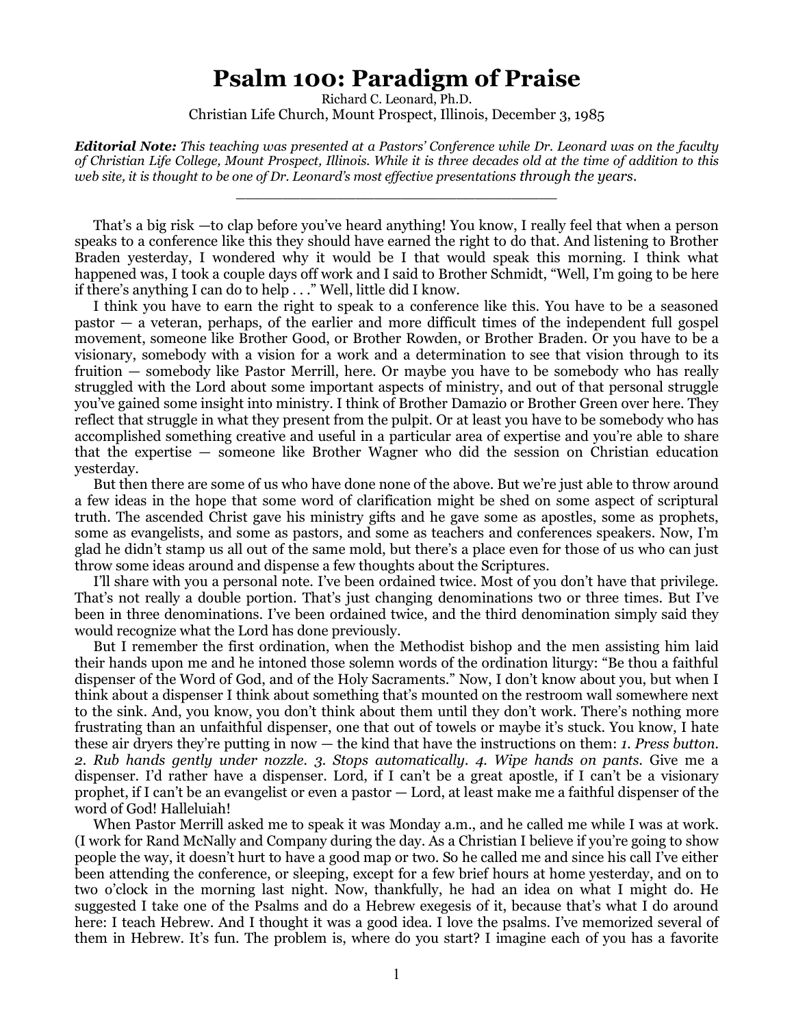# Psalm 100: Paradigm of Praise

Richard C. Leonard, Ph.D.
Christian Life Church, Mount Prospect, Illinois, December 3, 1985

***Editorial Note:*** *This teaching was presented at a Pastors' Conference while Dr. Leonard was on the faculty of Christian Life College, Mount Prospect, Illinois. While it is three decades old at the time of addition to this web site, it is thought to be one of Dr. Leonard's most effective presentations through the years.*

---

That's a big risk —to clap before you've heard anything! You know, I really feel that when a person speaks to a conference like this they should have earned the right to do that. And listening to Brother Braden yesterday, I wondered why it would be I that would speak this morning. I think what happened was, I took a couple days off work and I said to Brother Schmidt, "Well, I'm going to be here if there's anything I can do to help . . ." Well, little did I know.

I think you have to earn the right to speak to a conference like this. You have to be a seasoned pastor — a veteran, perhaps, of the earlier and more difficult times of the independent full gospel movement, someone like Brother Good, or Brother Rowden, or Brother Braden. Or you have to be a visionary, somebody with a vision for a work and a determination to see that vision through to its fruition — somebody like Pastor Merrill, here. Or maybe you have to be somebody who has really struggled with the Lord about some important aspects of ministry, and out of that personal struggle you've gained some insight into ministry. I think of Brother Damazio or Brother Green over here. They reflect that struggle in what they present from the pulpit. Or at least you have to be somebody who has accomplished something creative and useful in a particular area of expertise and you're able to share that the expertise — someone like Brother Wagner who did the session on Christian education yesterday.

But then there are some of us who have done none of the above. But we're just able to throw around a few ideas in the hope that some word of clarification might be shed on some aspect of scriptural truth. The ascended Christ gave his ministry gifts and he gave some as apostles, some as prophets, some as evangelists, and some as pastors, and some as teachers and conferences speakers. Now, I'm glad he didn't stamp us all out of the same mold, but there's a place even for those of us who can just throw some ideas around and dispense a few thoughts about the Scriptures.

I'll share with you a personal note. I've been ordained twice. Most of you don't have that privilege. That's not really a double portion. That's just changing denominations two or three times. But I've been in three denominations. I've been ordained twice, and the third denomination simply said they would recognize what the Lord has done previously.

But I remember the first ordination, when the Methodist bishop and the men assisting him laid their hands upon me and he intoned those solemn words of the ordination liturgy: "Be thou a faithful dispenser of the Word of God, and of the Holy Sacraments." Now, I don't know about you, but when I think about a dispenser I think about something that's mounted on the restroom wall somewhere next to the sink. And, you know, you don't think about them until they don't work. There's nothing more frustrating than an unfaithful dispenser, one that out of towels or maybe it's stuck. You know, I hate these air dryers they're putting in now — the kind that have the instructions on them: *1. Press button. 2. Rub hands gently under nozzle. 3. Stops automatically. 4. Wipe hands on pants.* Give me a dispenser. I'd rather have a dispenser. Lord, if I can't be a great apostle, if I can't be a visionary prophet, if I can't be an evangelist or even a pastor — Lord, at least make me a faithful dispenser of the word of God! Halleluiah!

When Pastor Merrill asked me to speak it was Monday a.m., and he called me while I was at work. (I work for Rand McNally and Company during the day. As a Christian I believe if you're going to show people the way, it doesn't hurt to have a good map or two. So he called me and since his call I've either been attending the conference, or sleeping, except for a few brief hours at home yesterday, and on to two o'clock in the morning last night. Now, thankfully, he had an idea on what I might do. He suggested I take one of the Psalms and do a Hebrew exegesis of it, because that's what I do around here: I teach Hebrew. And I thought it was a good idea. I love the psalms. I've memorized several of them in Hebrew. It's fun. The problem is, where do you start? I imagine each of you has a favorite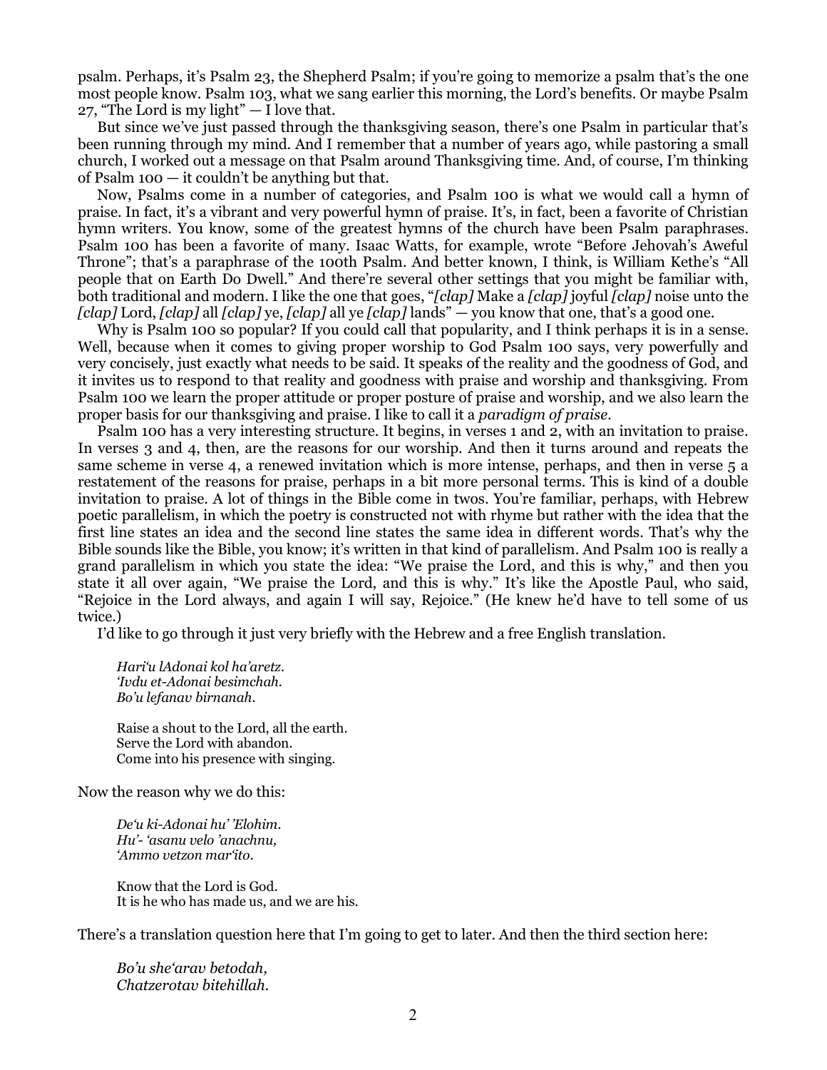psalm. Perhaps, it's Psalm 23, the Shepherd Psalm; if you're going to memorize a psalm that's the one most people know. Psalm 103, what we sang earlier this morning, the Lord's benefits. Or maybe Psalm 27, "The Lord is my light" — I love that.

But since we've just passed through the thanksgiving season, there's one Psalm in particular that's been running through my mind. And I remember that a number of years ago, while pastoring a small church, I worked out a message on that Psalm around Thanksgiving time. And, of course, I'm thinking of Psalm 100 — it couldn't be anything but that.

Now, Psalms come in a number of categories, and Psalm 100 is what we would call a hymn of praise. In fact, it's a vibrant and very powerful hymn of praise. It's, in fact, been a favorite of Christian hymn writers. You know, some of the greatest hymns of the church have been Psalm paraphrases. Psalm 100 has been a favorite of many. Isaac Watts, for example, wrote "Before Jehovah's Aweful Throne"; that's a paraphrase of the 100th Psalm. And better known, I think, is William Kethe's "All people that on Earth Do Dwell." And there're several other settings that you might be familiar with, both traditional and modern. I like the one that goes, "*[clap]* Make a *[clap]* joyful *[clap]* noise unto the *[clap]* Lord, *[clap]* all *[clap]* ye, *[clap]* all ye *[clap]* lands" — you know that one, that's a good one.

Why is Psalm 100 so popular? If you could call that popularity, and I think perhaps it is in a sense. Well, because when it comes to giving proper worship to God Psalm 100 says, very powerfully and very concisely, just exactly what needs to be said. It speaks of the reality and the goodness of God, and it invites us to respond to that reality and goodness with praise and worship and thanksgiving. From Psalm 100 we learn the proper attitude or proper posture of praise and worship, and we also learn the proper basis for our thanksgiving and praise. I like to call it a *paradigm of praise*.

Psalm 100 has a very interesting structure. It begins, in verses 1 and 2, with an invitation to praise. In verses 3 and 4, then, are the reasons for our worship. And then it turns around and repeats the same scheme in verse 4, a renewed invitation which is more intense, perhaps, and then in verse 5 a restatement of the reasons for praise, perhaps in a bit more personal terms. This is kind of a double invitation to praise. A lot of things in the Bible come in twos. You're familiar, perhaps, with Hebrew poetic parallelism, in which the poetry is constructed not with rhyme but rather with the idea that the first line states an idea and the second line states the same idea in different words. That's why the Bible sounds like the Bible, you know; it's written in that kind of parallelism. And Psalm 100 is really a grand parallelism in which you state the idea: "We praise the Lord, and this is why," and then you state it all over again, "We praise the Lord, and this is why." It's like the Apostle Paul, who said, "Rejoice in the Lord always, and again I will say, Rejoice." (He knew he'd have to tell some of us twice.)

I'd like to go through it just very briefly with the Hebrew and a free English translation.

> *Hari'u lAdonai kol ha'aretz.*
> *'Ivdu et-Adonai besimchah.*
> *Bo'u lefanav birnanah.*
>
> Raise a shout to the Lord, all the earth.
> Serve the Lord with abandon.
> Come into his presence with singing.

Now the reason why we do this:

> *De'u ki-Adonai hu' 'Elohim.*
> *Hu'- 'asanu velo 'anachnu,*
> *'Ammo vetzon mar'ito.*
>
> Know that the Lord is God.
> It is he who has made us, and we are his.

There's a translation question here that I'm going to get to later. And then the third section here:

> *Bo'u she'arav betodah,*
> *Chatzerotav bitehillah.*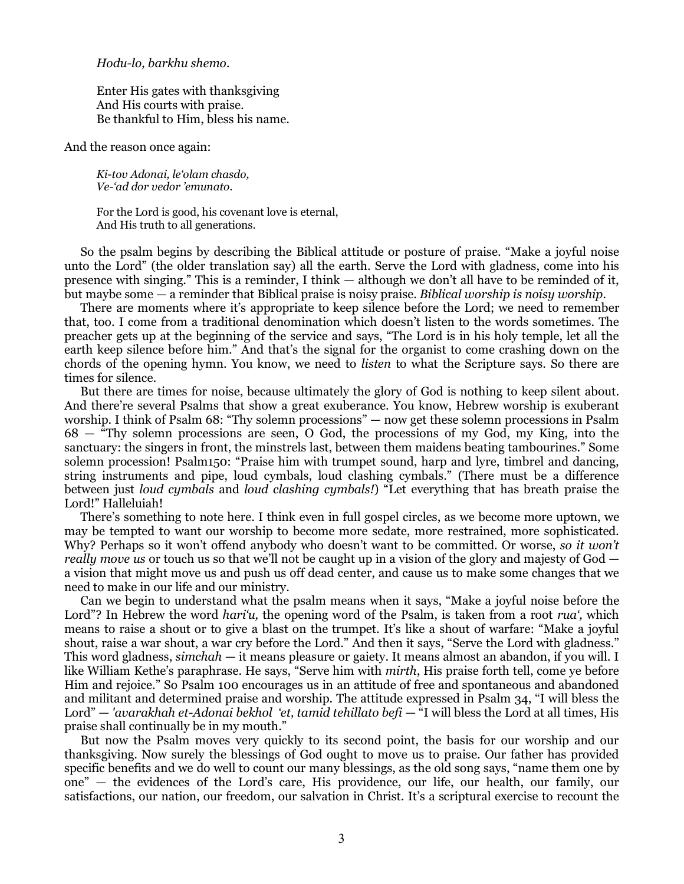*Hodu-lo, barkhu shemo.*

> Enter His gates with thanksgiving
> And His courts with praise.
> Be thankful to Him, bless his name.

And the reason once again:

> *Ki-tov Adonai, le'olam chasdo,*
> *Ve-'ad dor vedor 'emunato.*
>
> For the Lord is good, his covenant love is eternal,
> And His truth to all generations.

So the psalm begins by describing the Biblical attitude or posture of praise. "Make a joyful noise unto the Lord" (the older translation say) all the earth. Serve the Lord with gladness, come into his presence with singing." This is a reminder, I think — although we don't all have to be reminded of it, but maybe some — a reminder that Biblical praise is noisy praise. *Biblical worship is noisy worship.*

There are moments where it's appropriate to keep silence before the Lord; we need to remember that, too. I come from a traditional denomination which doesn't listen to the words sometimes. The preacher gets up at the beginning of the service and says, "The Lord is in his holy temple, let all the earth keep silence before him." And that's the signal for the organist to come crashing down on the chords of the opening hymn. You know, we need to *listen* to what the Scripture says. So there are times for silence.

But there are times for noise, because ultimately the glory of God is nothing to keep silent about. And there're several Psalms that show a great exuberance. You know, Hebrew worship is exuberant worship. I think of Psalm 68: "Thy solemn processions" — now get these solemn processions in Psalm 68 — "Thy solemn processions are seen, O God, the processions of my God, my King, into the sanctuary: the singers in front, the minstrels last, between them maidens beating tambourines." Some solemn procession! Psalm150: "Praise him with trumpet sound, harp and lyre, timbrel and dancing, string instruments and pipe, loud cymbals, loud clashing cymbals." (There must be a difference between just *loud cymbals* and *loud clashing cymbals!*) "Let everything that has breath praise the Lord!" Halleluiah!

There's something to note here. I think even in full gospel circles, as we become more uptown, we may be tempted to want our worship to become more sedate, more restrained, more sophisticated. Why? Perhaps so it won't offend anybody who doesn't want to be committed. Or worse, *so it won't really move us* or touch us so that we'll not be caught up in a vision of the glory and majesty of God — a vision that might move us and push us off dead center, and cause us to make some changes that we need to make in our life and our ministry.

Can we begin to understand what the psalm means when it says, "Make a joyful noise before the Lord"? In Hebrew the word *hari'u,* the opening word of the Psalm, is taken from a root *rua',* which means to raise a shout or to give a blast on the trumpet. It's like a shout of warfare: "Make a joyful shout, raise a war shout, a war cry before the Lord." And then it says, "Serve the Lord with gladness." This word gladness, *simchah* — it means pleasure or gaiety. It means almost an abandon, if you will. I like William Kethe's paraphrase. He says, "Serve him with *mirth*, His praise forth tell, come ye before Him and rejoice." So Psalm 100 encourages us in an attitude of free and spontaneous and abandoned and militant and determined praise and worship. The attitude expressed in Psalm 34, "I will bless the Lord" — *'avarakhah et-Adonai bekhol 'et, tamid tehillato befi* — "I will bless the Lord at all times, His praise shall continually be in my mouth."

But now the Psalm moves very quickly to its second point, the basis for our worship and our thanksgiving. Now surely the blessings of God ought to move us to praise. Our father has provided specific benefits and we do well to count our many blessings, as the old song says, "name them one by one" — the evidences of the Lord's care, His providence, our life, our health, our family, our satisfactions, our nation, our freedom, our salvation in Christ. It's a scriptural exercise to recount the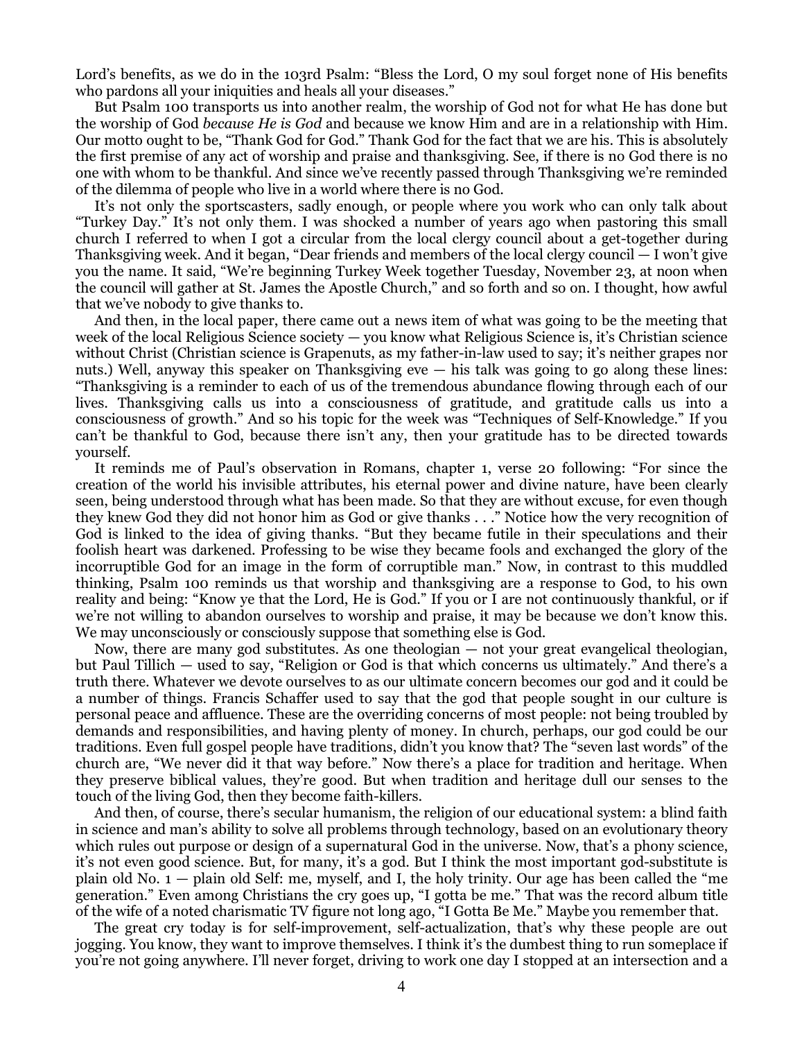Lord's benefits, as we do in the 103rd Psalm: "Bless the Lord, O my soul forget none of His benefits who pardons all your iniquities and heals all your diseases."

But Psalm 100 transports us into another realm, the worship of God not for what He has done but the worship of God *because He is God* and because we know Him and are in a relationship with Him. Our motto ought to be, "Thank God for God." Thank God for the fact that we are his. This is absolutely the first premise of any act of worship and praise and thanksgiving. See, if there is no God there is no one with whom to be thankful. And since we've recently passed through Thanksgiving we're reminded of the dilemma of people who live in a world where there is no God.

It's not only the sportscasters, sadly enough, or people where you work who can only talk about "Turkey Day." It's not only them. I was shocked a number of years ago when pastoring this small church I referred to when I got a circular from the local clergy council about a get-together during Thanksgiving week. And it began, "Dear friends and members of the local clergy council — I won't give you the name. It said, "We're beginning Turkey Week together Tuesday, November 23, at noon when the council will gather at St. James the Apostle Church," and so forth and so on. I thought, how awful that we've nobody to give thanks to.

And then, in the local paper, there came out a news item of what was going to be the meeting that week of the local Religious Science society — you know what Religious Science is, it's Christian science without Christ (Christian science is Grapenuts, as my father-in-law used to say; it's neither grapes nor nuts.) Well, anyway this speaker on Thanksgiving eve — his talk was going to go along these lines: "Thanksgiving is a reminder to each of us of the tremendous abundance flowing through each of our lives. Thanksgiving calls us into a consciousness of gratitude, and gratitude calls us into a consciousness of growth." And so his topic for the week was "Techniques of Self-Knowledge." If you can't be thankful to God, because there isn't any, then your gratitude has to be directed towards yourself.

It reminds me of Paul's observation in Romans, chapter 1, verse 20 following: "For since the creation of the world his invisible attributes, his eternal power and divine nature, have been clearly seen, being understood through what has been made. So that they are without excuse, for even though they knew God they did not honor him as God or give thanks . . ." Notice how the very recognition of God is linked to the idea of giving thanks. "But they became futile in their speculations and their foolish heart was darkened. Professing to be wise they became fools and exchanged the glory of the incorruptible God for an image in the form of corruptible man." Now, in contrast to this muddled thinking, Psalm 100 reminds us that worship and thanksgiving are a response to God, to his own reality and being: "Know ye that the Lord, He is God." If you or I are not continuously thankful, or if we're not willing to abandon ourselves to worship and praise, it may be because we don't know this. We may unconsciously or consciously suppose that something else is God.

Now, there are many god substitutes. As one theologian — not your great evangelical theologian, but Paul Tillich — used to say, "Religion or God is that which concerns us ultimately." And there's a truth there. Whatever we devote ourselves to as our ultimate concern becomes our god and it could be a number of things. Francis Schaffer used to say that the god that people sought in our culture is personal peace and affluence. These are the overriding concerns of most people: not being troubled by demands and responsibilities, and having plenty of money. In church, perhaps, our god could be our traditions. Even full gospel people have traditions, didn't you know that? The "seven last words" of the church are, "We never did it that way before." Now there's a place for tradition and heritage. When they preserve biblical values, they're good. But when tradition and heritage dull our senses to the touch of the living God, then they become faith-killers.

And then, of course, there's secular humanism, the religion of our educational system: a blind faith in science and man's ability to solve all problems through technology, based on an evolutionary theory which rules out purpose or design of a supernatural God in the universe. Now, that's a phony science, it's not even good science. But, for many, it's a god. But I think the most important god-substitute is plain old No. 1 — plain old Self: me, myself, and I, the holy trinity. Our age has been called the "me generation." Even among Christians the cry goes up, "I gotta be me." That was the record album title of the wife of a noted charismatic TV figure not long ago, "I Gotta Be Me." Maybe you remember that.

The great cry today is for self-improvement, self-actualization, that's why these people are out jogging. You know, they want to improve themselves. I think it's the dumbest thing to run someplace if you're not going anywhere. I'll never forget, driving to work one day I stopped at an intersection and a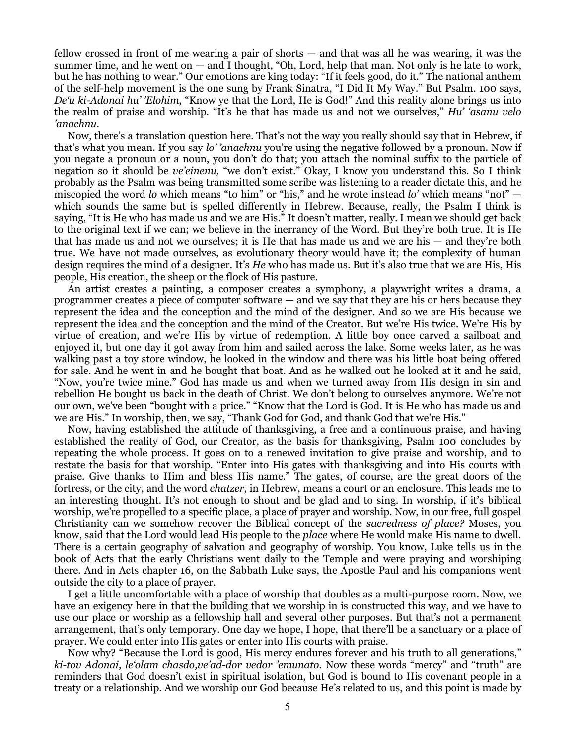fellow crossed in front of me wearing a pair of shorts — and that was all he was wearing, it was the summer time, and he went on — and I thought, "Oh, Lord, help that man. Not only is he late to work, but he has nothing to wear." Our emotions are king today: "If it feels good, do it." The national anthem of the self-help movement is the one sung by Frank Sinatra, "I Did It My Way." But Psalm. 100 says, *De'u ki-Adonai hu' 'Elohim*, "Know ye that the Lord, He is God!" And this reality alone brings us into the realm of praise and worship. "It's he that has made us and not we ourselves," *Hu' 'asanu velo 'anachnu.*

Now, there's a translation question here. That's not the way you really should say that in Hebrew, if that's what you mean. If you say *lo' 'anachnu* you're using the negative followed by a pronoun. Now if you negate a pronoun or a noun, you don't do that; you attach the nominal suffix to the particle of negation so it should be *ve'einenu,* "we don't exist." Okay, I know you understand this. So I think probably as the Psalm was being transmitted some scribe was listening to a reader dictate this, and he miscopied the word *lo* which means "to him" or "his," and he wrote instead *lo'* which means "not" — which sounds the same but is spelled differently in Hebrew. Because, really, the Psalm I think is saying, "It is He who has made us and we are His." It doesn't matter, really. I mean we should get back to the original text if we can; we believe in the inerrancy of the Word. But they're both true. It is He that has made us and not we ourselves; it is He that has made us and we are his — and they're both true. We have not made ourselves, as evolutionary theory would have it; the complexity of human design requires the mind of a designer. It's *He* who has made us. But it's also true that we are His, His people, His creation, the sheep or the flock of His pasture.

An artist creates a painting, a composer creates a symphony, a playwright writes a drama, a programmer creates a piece of computer software — and we say that they are his or hers because they represent the idea and the conception and the mind of the designer. And so we are His because we represent the idea and the conception and the mind of the Creator. But we're His twice. We're His by virtue of creation, and we're His by virtue of redemption. A little boy once carved a sailboat and enjoyed it, but one day it got away from him and sailed across the lake. Some weeks later, as he was walking past a toy store window, he looked in the window and there was his little boat being offered for sale. And he went in and he bought that boat. And as he walked out he looked at it and he said, "Now, you're twice mine." God has made us and when we turned away from His design in sin and rebellion He bought us back in the death of Christ. We don't belong to ourselves anymore. We're not our own, we've been "bought with a price." "Know that the Lord is God. It is He who has made us and we are His." In worship, then, we say, "Thank God for God, and thank God that we're His."

Now, having established the attitude of thanksgiving, a free and a continuous praise, and having established the reality of God, our Creator, as the basis for thanksgiving, Psalm 100 concludes by repeating the whole process. It goes on to a renewed invitation to give praise and worship, and to restate the basis for that worship. "Enter into His gates with thanksgiving and into His courts with praise. Give thanks to Him and bless His name." The gates, of course, are the great doors of the fortress, or the city, and the word *chatzer,* in Hebrew, means a court or an enclosure. This leads me to an interesting thought. It's not enough to shout and be glad and to sing. In worship, if it's biblical worship, we're propelled to a specific place, a place of prayer and worship. Now, in our free, full gospel Christianity can we somehow recover the Biblical concept of the *sacredness of place?* Moses, you know, said that the Lord would lead His people to the *place* where He would make His name to dwell. There is a certain geography of salvation and geography of worship. You know, Luke tells us in the book of Acts that the early Christians went daily to the Temple and were praying and worshiping there. And in Acts chapter 16, on the Sabbath Luke says, the Apostle Paul and his companions went outside the city to a place of prayer.

I get a little uncomfortable with a place of worship that doubles as a multi-purpose room. Now, we have an exigency here in that the building that we worship in is constructed this way, and we have to use our place or worship as a fellowship hall and several other purposes. But that's not a permanent arrangement, that's only temporary. One day we hope, I hope, that there'll be a sanctuary or a place of prayer. We could enter into His gates or enter into His courts with praise.

Now why? "Because the Lord is good, His mercy endures forever and his truth to all generations," *ki-tov Adonai, le'olam chasdo,ve'ad-dor vedor 'emunato.* Now these words "mercy" and "truth" are reminders that God doesn't exist in spiritual isolation, but God is bound to His covenant people in a treaty or a relationship. And we worship our God because He's related to us, and this point is made by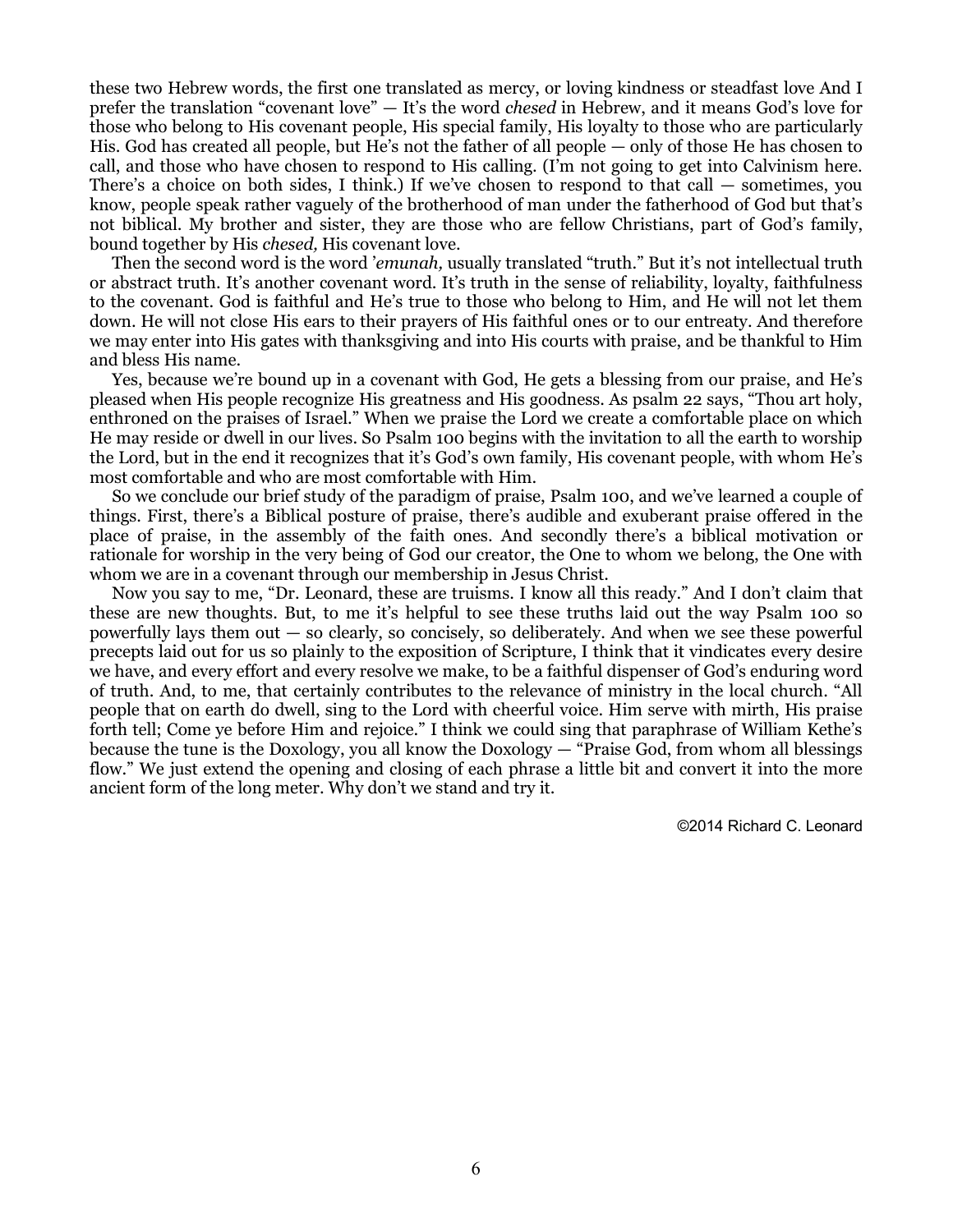these two Hebrew words, the first one translated as mercy, or loving kindness or steadfast love And I prefer the translation "covenant love" — It's the word *chesed* in Hebrew, and it means God's love for those who belong to His covenant people, His special family, His loyalty to those who are particularly His. God has created all people, but He's not the father of all people — only of those He has chosen to call, and those who have chosen to respond to His calling. (I'm not going to get into Calvinism here. There's a choice on both sides, I think.) If we've chosen to respond to that call — sometimes, you know, people speak rather vaguely of the brotherhood of man under the fatherhood of God but that's not biblical. My brother and sister, they are those who are fellow Christians, part of God's family, bound together by His *chesed,* His covenant love.

Then the second word is the word *'emunah,* usually translated "truth." But it's not intellectual truth or abstract truth. It's another covenant word. It's truth in the sense of reliability, loyalty, faithfulness to the covenant. God is faithful and He's true to those who belong to Him, and He will not let them down. He will not close His ears to their prayers of His faithful ones or to our entreaty. And therefore we may enter into His gates with thanksgiving and into His courts with praise, and be thankful to Him and bless His name.

Yes, because we're bound up in a covenant with God, He gets a blessing from our praise, and He's pleased when His people recognize His greatness and His goodness. As psalm 22 says, "Thou art holy, enthroned on the praises of Israel." When we praise the Lord we create a comfortable place on which He may reside or dwell in our lives. So Psalm 100 begins with the invitation to all the earth to worship the Lord, but in the end it recognizes that it's God's own family, His covenant people, with whom He's most comfortable and who are most comfortable with Him.

So we conclude our brief study of the paradigm of praise, Psalm 100, and we've learned a couple of things. First, there's a Biblical posture of praise, there's audible and exuberant praise offered in the place of praise, in the assembly of the faith ones. And secondly there's a biblical motivation or rationale for worship in the very being of God our creator, the One to whom we belong, the One with whom we are in a covenant through our membership in Jesus Christ.

Now you say to me, "Dr. Leonard, these are truisms. I know all this ready." And I don't claim that these are new thoughts. But, to me it's helpful to see these truths laid out the way Psalm 100 so powerfully lays them out — so clearly, so concisely, so deliberately. And when we see these powerful precepts laid out for us so plainly to the exposition of Scripture, I think that it vindicates every desire we have, and every effort and every resolve we make, to be a faithful dispenser of God's enduring word of truth. And, to me, that certainly contributes to the relevance of ministry in the local church. "All people that on earth do dwell, sing to the Lord with cheerful voice. Him serve with mirth, His praise forth tell; Come ye before Him and rejoice." I think we could sing that paraphrase of William Kethe's because the tune is the Doxology, you all know the Doxology — "Praise God, from whom all blessings flow." We just extend the opening and closing of each phrase a little bit and convert it into the more ancient form of the long meter. Why don't we stand and try it.

©2014 Richard C. Leonard